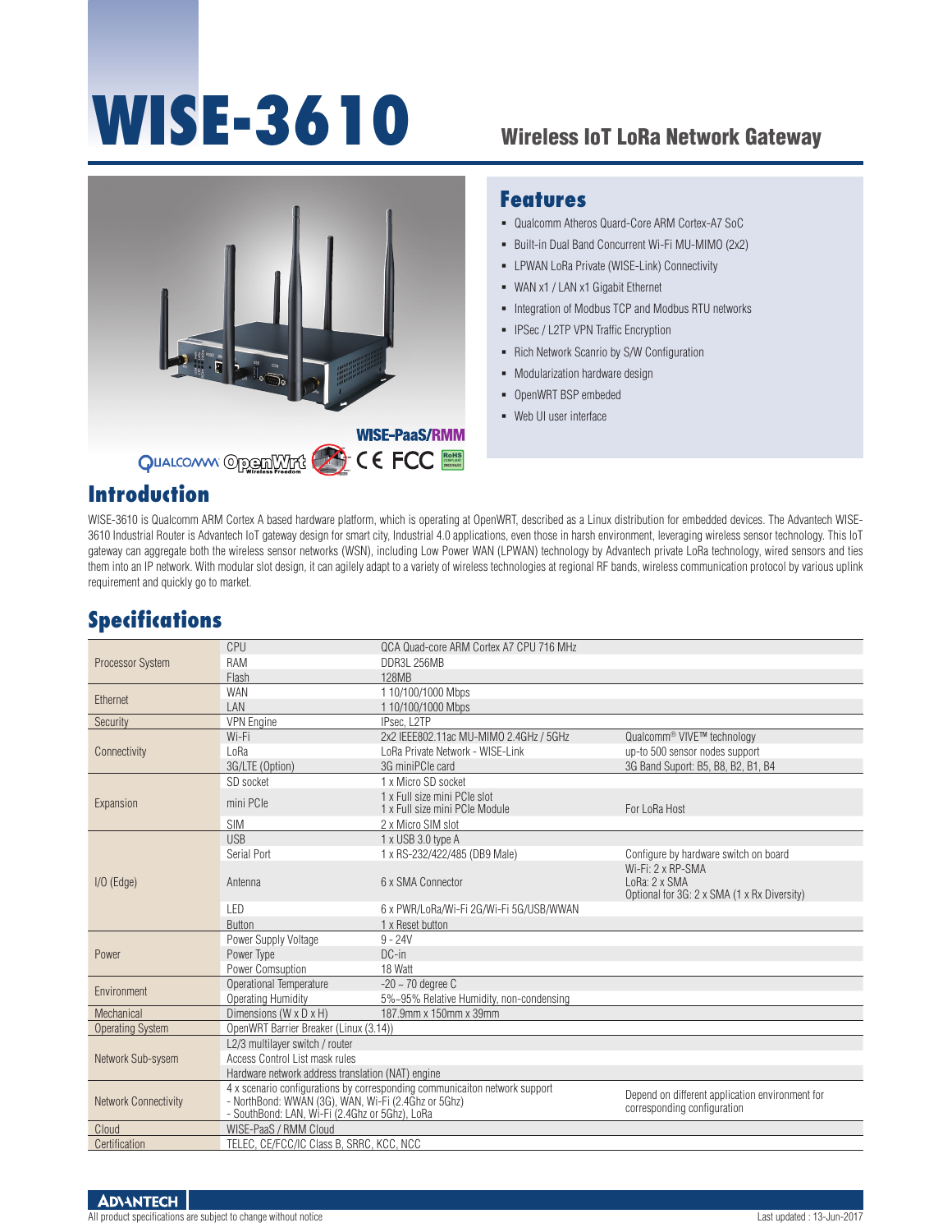# WISE-3610

## Wireless IoT LoRa Network Gateway

WISE-PaaS/RMM

## Features

- Qualcomm Atheros Quard-Core ARM Cortex-A7 SoC
- Built-in Dual Band Concurrent Wi-Fi MU-MIMO (2x2)
- LPWAN LoRa Private (WISE-Link) Connectivity
- WAN x1 / LAN x1 Gigabit Ethernet
- Integration of Modbus TCP and Modbus RTU networks
- IPSec / L2TP VPN Traffic Encryption
- Rich Network Scanrio by S/W Configuration
- Modularization hardware design
- OpenWRT BSP embeded
- Web UI user interface

## Introduction

WISE-3610 is Qualcomm ARM Cortex A based hardware platform, which is operating at OpenWRT, described as a Linux distribution for embedded devices. The Advantech WISE-3610 Industrial Router is Advantech IoT gateway design for smart city, Industrial 4.0 applications, even those in harsh environment, leveraging wireless sensor technology. This IoT gateway can aggregate both the wireless sensor networks (WSN), including Low Power WAN (LPWAN) technology by Advantech private LoRa technology, wired sensors and ties them into an IP network. With modular slot design, it can agilely adapt to a variety of wireless technologies at regional RF bands, wireless communication protocol by various uplink requirement and quickly go to market.

## Specifications

| | | | |
|---|---|---|---|
| Processor System | CPU | QCA Quad-core ARM Cortex A7 CPU 716 MHz | |
| | RAM | DDR3L 256MB | |
| | Flash | 128MB | |
| Ethernet | WAN | 1 10/100/1000 Mbps | |
| | LAN | 1 10/100/1000 Mbps | |
| Security | VPN Engine | IPsec, L2TP | |
| Connectivity | Wi-Fi | 2x2 IEEE802.11ac MU-MIMO 2.4GHz / 5GHz | Qualcomm® VIVE™ technology |
| | LoRa | LoRa Private Network - WISE-Link | up-to 500 sensor nodes support |
| | 3G/LTE (Option) | 3G miniPCIe card | 3G Band Suport: B5, B8, B2, B1, B4 |
| Expansion | SD socket | 1 x Micro SD socket | |
| | mini PCIe | 1 x Full size mini PCIe slot<br>1 x Full size mini PCIe Module | For LoRa Host |
| | SIM | 2 x Micro SIM slot | |
| I/O (Edge) | USB | 1 x USB 3.0 type A | |
| | Serial Port | 1 x RS-232/422/485 (DB9 Male) | Configure by hardware switch on board |
| | Antenna | 6 x SMA Connector | Wi-Fi: 2 x RP-SMA<br>LoRa: 2 x SMA<br>Optional for 3G: 2 x SMA (1 x Rx Diversity) |
| | LED | 6 x PWR/LoRa/Wi-Fi 2G/Wi-Fi 5G/USB/WWAN | |
| | Button | 1 x Reset button | |
| Power | Power Supply Voltage | 9 - 24V | |
| | Power Type | DC-in | |
| | Power Comsuption | 18 Watt | |
| Environment | Operational Temperature | -20 ~ 70 degree C | |
| | Operating Humidity | 5%~95% Relative Humidity, non-condensing | |
| Mechanical | Dimensions (W x D x H) | 187.9mm x 150mm x 39mm | |
| Operating System | OpenWRT Barrier Breaker (Linux (3.14)) | | |
| Network Sub-sysem | L2/3 multilayer switch / router | | |
| | Access Control List mask rules | | |
| | Hardware network address translation (NAT) engine | | |
| Network Connectivity | 4 x scenario configurations by corresponding communicaiton network support<br>- NorthBond: WWAN (3G), WAN, Wi-Fi (2.4Ghz or 5Ghz)<br>- SouthBond: LAN, Wi-Fi (2.4Ghz or 5Ghz), LoRa | | Depend on different application environment for corresponding configuration |
| Cloud | WISE-PaaS / RMM Cloud | | |
| Certification | TELEC, CE/FCC/IC Class B, SRRC, KCC, NCC | | |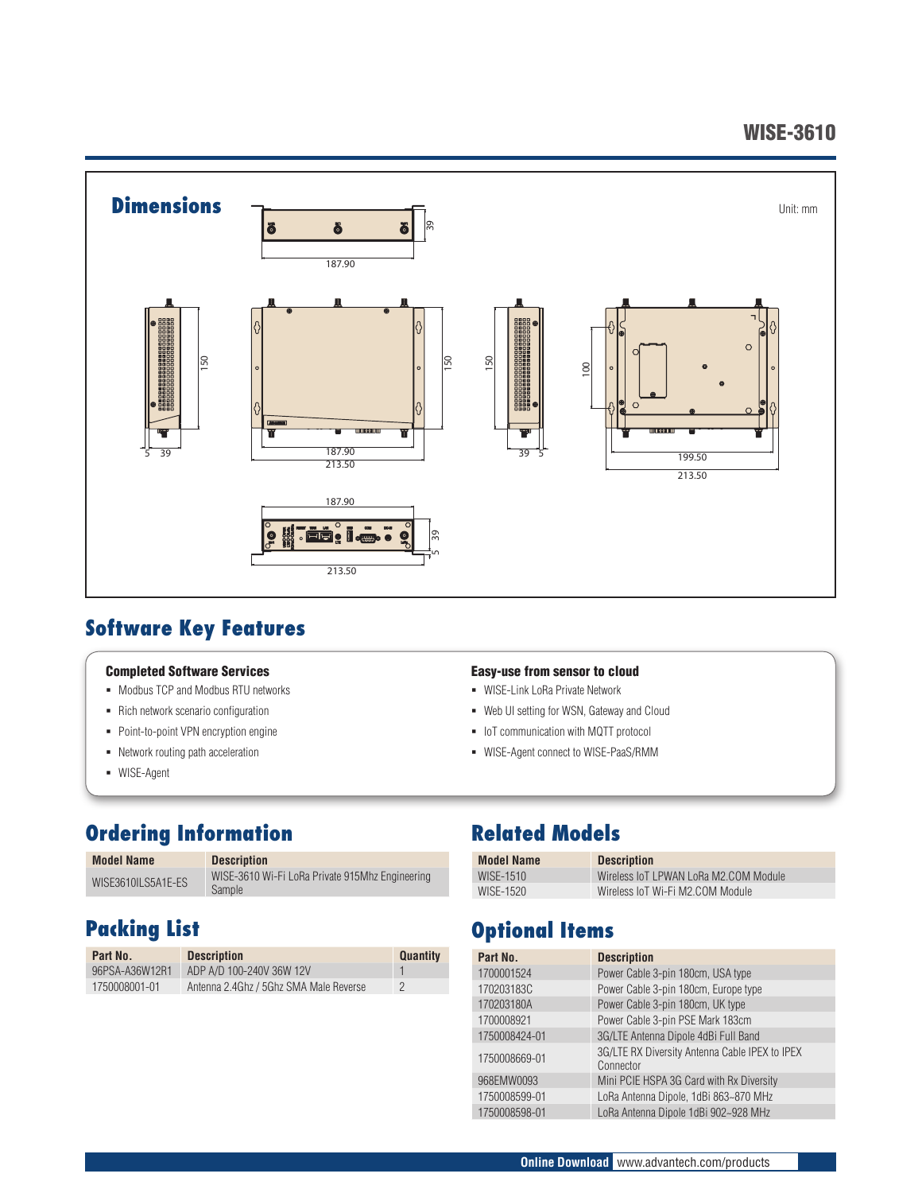## Dimensions

Unit: mm

187.90
39
150
5 39
187.90
213.50
150
39 5
100
199.50
213.50
187.90
39
5
213.50

## Software Key Features

**Completed Software Services**

- Modbus TCP and Modbus RTU networks
- Rich network scenario configuration
- Point-to-point VPN encryption engine
- Network routing path acceleration
- WISE-Agent

**Easy-use from sensor to cloud**

- WISE-Link LoRa Private Network
- Web UI setting for WSN, Gateway and Cloud
- IoT communication with MQTT protocol
- WISE-Agent connect to WISE-PaaS/RMM

## Ordering Information

| Model Name | Description |
|---|---|
| WISE3610ILS5A1E-ES | WISE-3610 Wi-Fi LoRa Private 915Mhz Engineering Sample |

## Packing List

| Part No. | Description | Quantity |
|---|---|---|
| 96PSA-A36W12R1 | ADP A/D 100-240V 36W 12V | 1 |
| 1750008001-01 | Antenna 2.4Ghz / 5Ghz SMA Male Reverse | 2 |

## Related Models

| Model Name | Description |
|---|---|
| WISE-1510 | Wireless IoT LPWAN LoRa M2.COM Module |
| WISE-1520 | Wireless IoT Wi-Fi M2.COM Module |

## Optional Items

| Part No. | Description |
|---|---|
| 1700001524 | Power Cable 3-pin 180cm, USA type |
| 170203183C | Power Cable 3-pin 180cm, Europe type |
| 170203180A | Power Cable 3-pin 180cm, UK type |
| 1700008921 | Power Cable 3-pin PSE Mark 183cm |
| 1750008424-01 | 3G/LTE Antenna Dipole 4dBi Full Band |
| 1750008669-01 | 3G/LTE RX Diversity Antenna Cable IPEX to IPEX Connector |
| 968EMW0093 | Mini PCIE HSPA 3G Card with Rx Diversity |
| 1750008599-01 | LoRa Antenna Dipole, 1dBi 863~870 MHz |
| 1750008598-01 | LoRa Antenna Dipole 1dBi 902~928 MHz |

**Online Download** www.advantech.com/products